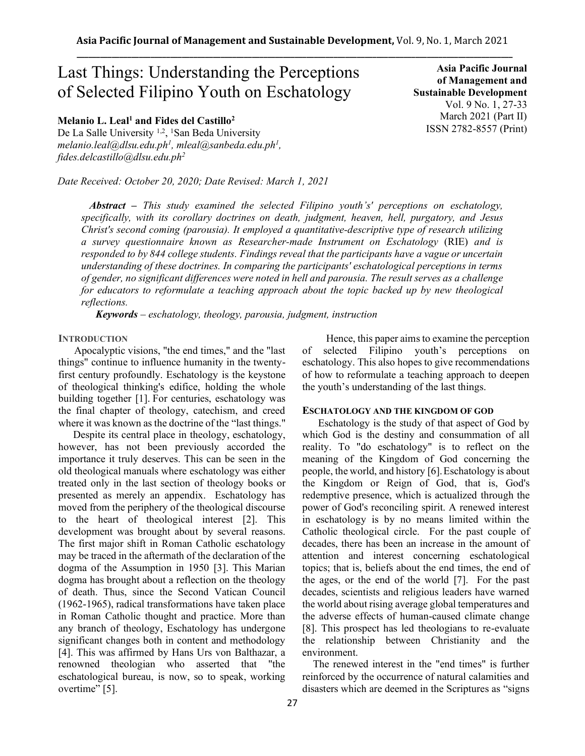# Last Things: Understanding the Perceptions of Selected Filipino Youth on Eschatology

**Melanio L. Leal[1] and Fides del Castillo[2]**
De La Salle University [1,2], [1]San Beda University
*melanio.leal@dlsu.edu.ph[1], mleal@sanbeda.edu.ph[1], fides.delcastillo@dlsu.edu.ph[2]*

*Date Received: October 20, 2020; Date Revised: March 1, 2021*

***Abstract** – This study examined the selected Filipino youth's' perceptions on eschatology, specifically, with its corollary doctrines on death, judgment, heaven, hell, purgatory, and Jesus Christ's second coming (parousia). It employed a quantitative-descriptive type of research utilizing a survey questionnaire known as Researcher-made Instrument on Eschatology* (RIE) *and is responded to by 844 college students. Findings reveal that the participants have a vague or uncertain understanding of these doctrines. In comparing the participants' eschatological perceptions in terms of gender, no significant differences were noted in hell and parousia. The result serves as a challenge for educators to reformulate a teaching approach about the topic backed up by new theological reflections.*

***Keywords** – eschatology, theology, parousia, judgment, instruction*

## INTRODUCTION

Apocalyptic visions, "the end times," and the "last things" continue to influence humanity in the twenty-first century profoundly. Eschatology is the keystone of theological thinking's edifice, holding the whole building together [1]. For centuries, eschatology was the final chapter of theology, catechism, and creed where it was known as the doctrine of the "last things."

Despite its central place in theology, eschatology, however, has not been previously accorded the importance it truly deserves. This can be seen in the old theological manuals where eschatology was either treated only in the last section of theology books or presented as merely an appendix. Eschatology has moved from the periphery of the theological discourse to the heart of theological interest [2]. This development was brought about by several reasons. The first major shift in Roman Catholic eschatology may be traced in the aftermath of the declaration of the dogma of the Assumption in 1950 [3]. This Marian dogma has brought about a reflection on the theology of death. Thus, since the Second Vatican Council (1962-1965), radical transformations have taken place in Roman Catholic thought and practice. More than any branch of theology, Eschatology has undergone significant changes both in content and methodology [4]. This was affirmed by Hans Urs von Balthazar, a renowned theologian who asserted that "the eschatological bureau, is now, so to speak, working overtime" [5].

Hence, this paper aims to examine the perception of selected Filipino youth's perceptions on eschatology. This also hopes to give recommendations of how to reformulate a teaching approach to deepen the youth's understanding of the last things.

## ESCHATOLOGY AND THE KINGDOM OF GOD

Eschatology is the study of that aspect of God by which God is the destiny and consummation of all reality. To "do eschatology" is to reflect on the meaning of the Kingdom of God concerning the people, the world, and history [6]. Eschatology is about the Kingdom or Reign of God, that is, God's redemptive presence, which is actualized through the power of God's reconciling spirit. A renewed interest in eschatology is by no means limited within the Catholic theological circle. For the past couple of decades, there has been an increase in the amount of attention and interest concerning eschatological topics; that is, beliefs about the end times, the end of the ages, or the end of the world [7]. For the past decades, scientists and religious leaders have warned the world about rising average global temperatures and the adverse effects of human-caused climate change [8]. This prospect has led theologians to re-evaluate the relationship between Christianity and the environment.

The renewed interest in the "end times" is further reinforced by the occurrence of natural calamities and disasters which are deemed in the Scriptures as "signs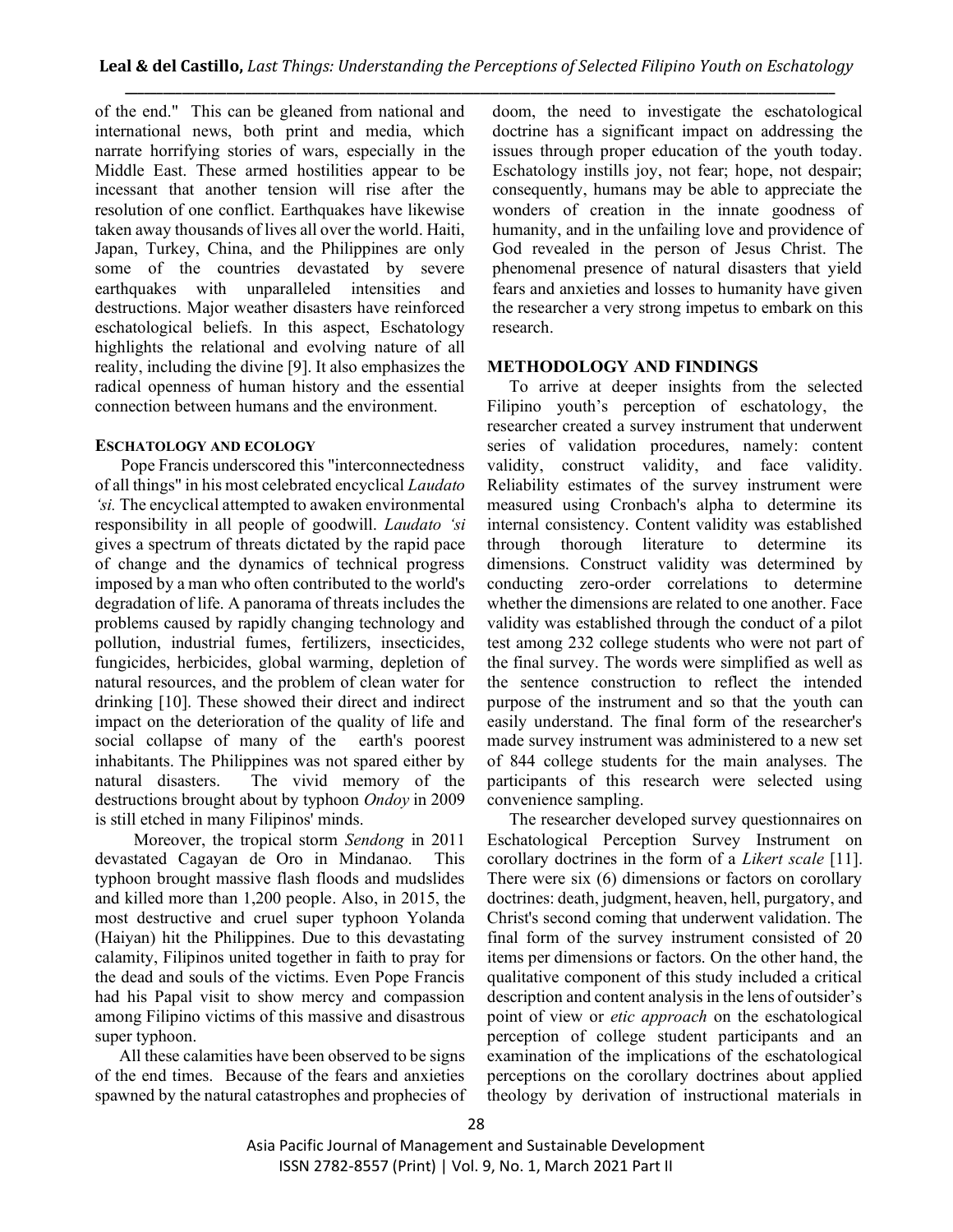of the end." This can be gleaned from national and international news, both print and media, which narrate horrifying stories of wars, especially in the Middle East. These armed hostilities appear to be incessant that another tension will rise after the resolution of one conflict. Earthquakes have likewise taken away thousands of lives all over the world. Haiti, Japan, Turkey, China, and the Philippines are only some of the countries devastated by severe earthquakes with unparalleled intensities and destructions. Major weather disasters have reinforced eschatological beliefs. In this aspect, Eschatology highlights the relational and evolving nature of all reality, including the divine [9]. It also emphasizes the radical openness of human history and the essential connection between humans and the environment.

### ESCHATOLOGY AND ECOLOGY

Pope Francis underscored this "interconnectedness of all things" in his most celebrated encyclical *Laudato 'si.* The encyclical attempted to awaken environmental responsibility in all people of goodwill. *Laudato 'si* gives a spectrum of threats dictated by the rapid pace of change and the dynamics of technical progress imposed by a man who often contributed to the world's degradation of life. A panorama of threats includes the problems caused by rapidly changing technology and pollution, industrial fumes, fertilizers, insecticides, fungicides, herbicides, global warming, depletion of natural resources, and the problem of clean water for drinking [10]. These showed their direct and indirect impact on the deterioration of the quality of life and social collapse of many of the earth's poorest inhabitants. The Philippines was not spared either by natural disasters. The vivid memory of the destructions brought about by typhoon *Ondoy* in 2009 is still etched in many Filipinos' minds.

Moreover, the tropical storm *Sendong* in 2011 devastated Cagayan de Oro in Mindanao. This typhoon brought massive flash floods and mudslides and killed more than 1,200 people. Also, in 2015, the most destructive and cruel super typhoon Yolanda (Haiyan) hit the Philippines. Due to this devastating calamity, Filipinos united together in faith to pray for the dead and souls of the victims. Even Pope Francis had his Papal visit to show mercy and compassion among Filipino victims of this massive and disastrous super typhoon.

All these calamities have been observed to be signs of the end times. Because of the fears and anxieties spawned by the natural catastrophes and prophecies of doom, the need to investigate the eschatological doctrine has a significant impact on addressing the issues through proper education of the youth today. Eschatology instills joy, not fear; hope, not despair; consequently, humans may be able to appreciate the wonders of creation in the innate goodness of humanity, and in the unfailing love and providence of God revealed in the person of Jesus Christ. The phenomenal presence of natural disasters that yield fears and anxieties and losses to humanity have given the researcher a very strong impetus to embark on this research.

## METHODOLOGY AND FINDINGS

To arrive at deeper insights from the selected Filipino youth's perception of eschatology, the researcher created a survey instrument that underwent series of validation procedures, namely: content validity, construct validity, and face validity. Reliability estimates of the survey instrument were measured using Cronbach's alpha to determine its internal consistency. Content validity was established through thorough literature to determine its dimensions. Construct validity was determined by conducting zero-order correlations to determine whether the dimensions are related to one another. Face validity was established through the conduct of a pilot test among 232 college students who were not part of the final survey. The words were simplified as well as the sentence construction to reflect the intended purpose of the instrument and so that the youth can easily understand. The final form of the researcher's made survey instrument was administered to a new set of 844 college students for the main analyses. The participants of this research were selected using convenience sampling.

The researcher developed survey questionnaires on Eschatological Perception Survey Instrument on corollary doctrines in the form of a *Likert scale* [11]. There were six (6) dimensions or factors on corollary doctrines: death, judgment, heaven, hell, purgatory, and Christ's second coming that underwent validation. The final form of the survey instrument consisted of 20 items per dimensions or factors. On the other hand, the qualitative component of this study included a critical description and content analysis in the lens of outsider's point of view or *etic approach* on the eschatological perception of college student participants and an examination of the implications of the eschatological perceptions on the corollary doctrines about applied theology by derivation of instructional materials in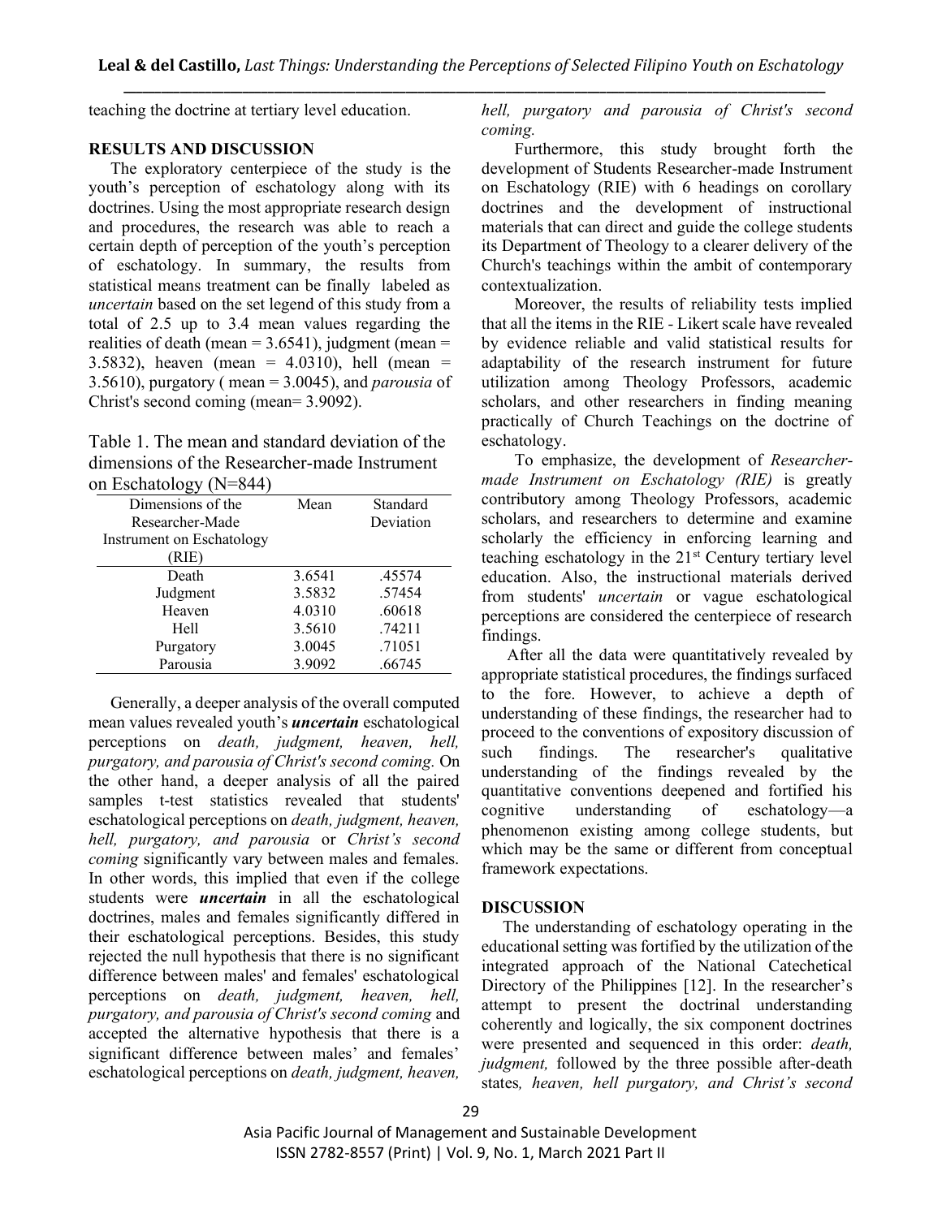teaching the doctrine at tertiary level education.

## RESULTS AND DISCUSSION

The exploratory centerpiece of the study is the youth's perception of eschatology along with its doctrines. Using the most appropriate research design and procedures, the research was able to reach a certain depth of perception of the youth's perception of eschatology. In summary, the results from statistical means treatment can be finally labeled as *uncertain* based on the set legend of this study from a total of 2.5 up to 3.4 mean values regarding the realities of death (mean = 3.6541), judgment (mean = 3.5832), heaven (mean = 4.0310), hell (mean = 3.5610), purgatory ( mean = 3.0045), and *parousia* of Christ's second coming (mean= 3.9092).

Table 1. The mean and standard deviation of the dimensions of the Researcher-made Instrument on Eschatology (N=844)

| Dimensions of the Researcher-Made Instrument on Eschatology (RIE) | Mean | Standard Deviation |
|---|---|---|
| Death | 3.6541 | .45574 |
| Judgment | 3.5832 | .57454 |
| Heaven | 4.0310 | .60618 |
| Hell | 3.5610 | .74211 |
| Purgatory | 3.0045 | .71051 |
| Parousia | 3.9092 | .66745 |

Generally, a deeper analysis of the overall computed mean values revealed youth's ***uncertain*** eschatological perceptions on *death, judgment, heaven, hell, purgatory, and parousia of Christ's second coming.* On the other hand, a deeper analysis of all the paired samples t-test statistics revealed that students' eschatological perceptions on *death, judgment, heaven, hell, purgatory, and parousia* or *Christ's second coming* significantly vary between males and females. In other words, this implied that even if the college students were ***uncertain*** in all the eschatological doctrines, males and females significantly differed in their eschatological perceptions. Besides, this study rejected the null hypothesis that there is no significant difference between males' and females' eschatological perceptions on *death, judgment, heaven, hell, purgatory, and parousia of Christ's second coming* and accepted the alternative hypothesis that there is a significant difference between males' and females' eschatological perceptions on *death, judgment, heaven, hell, purgatory and parousia of Christ's second coming.*

Furthermore, this study brought forth the development of Students Researcher-made Instrument on Eschatology (RIE) with 6 headings on corollary doctrines and the development of instructional materials that can direct and guide the college students its Department of Theology to a clearer delivery of the Church's teachings within the ambit of contemporary contextualization.

Moreover, the results of reliability tests implied that all the items in the RIE - Likert scale have revealed by evidence reliable and valid statistical results for adaptability of the research instrument for future utilization among Theology Professors, academic scholars, and other researchers in finding meaning practically of Church Teachings on the doctrine of eschatology.

To emphasize, the development of *Researcher-made Instrument on Eschatology (RIE)* is greatly contributory among Theology Professors, academic scholars, and researchers to determine and examine scholarly the efficiency in enforcing learning and teaching eschatology in the 21st Century tertiary level education. Also, the instructional materials derived from students' *uncertain* or vague eschatological perceptions are considered the centerpiece of research findings.

After all the data were quantitatively revealed by appropriate statistical procedures, the findings surfaced to the fore. However, to achieve a depth of understanding of these findings, the researcher had to proceed to the conventions of expository discussion of such findings. The researcher's qualitative understanding of the findings revealed by the quantitative conventions deepened and fortified his cognitive understanding of eschatology—a phenomenon existing among college students, but which may be the same or different from conceptual framework expectations.

## DISCUSSION

The understanding of eschatology operating in the educational setting was fortified by the utilization of the integrated approach of the National Catechetical Directory of the Philippines [12]. In the researcher's attempt to present the doctrinal understanding coherently and logically, the six component doctrines were presented and sequenced in this order: *death, judgment,* followed by the three possible after-death states*, heaven, hell purgatory, and Christ's second*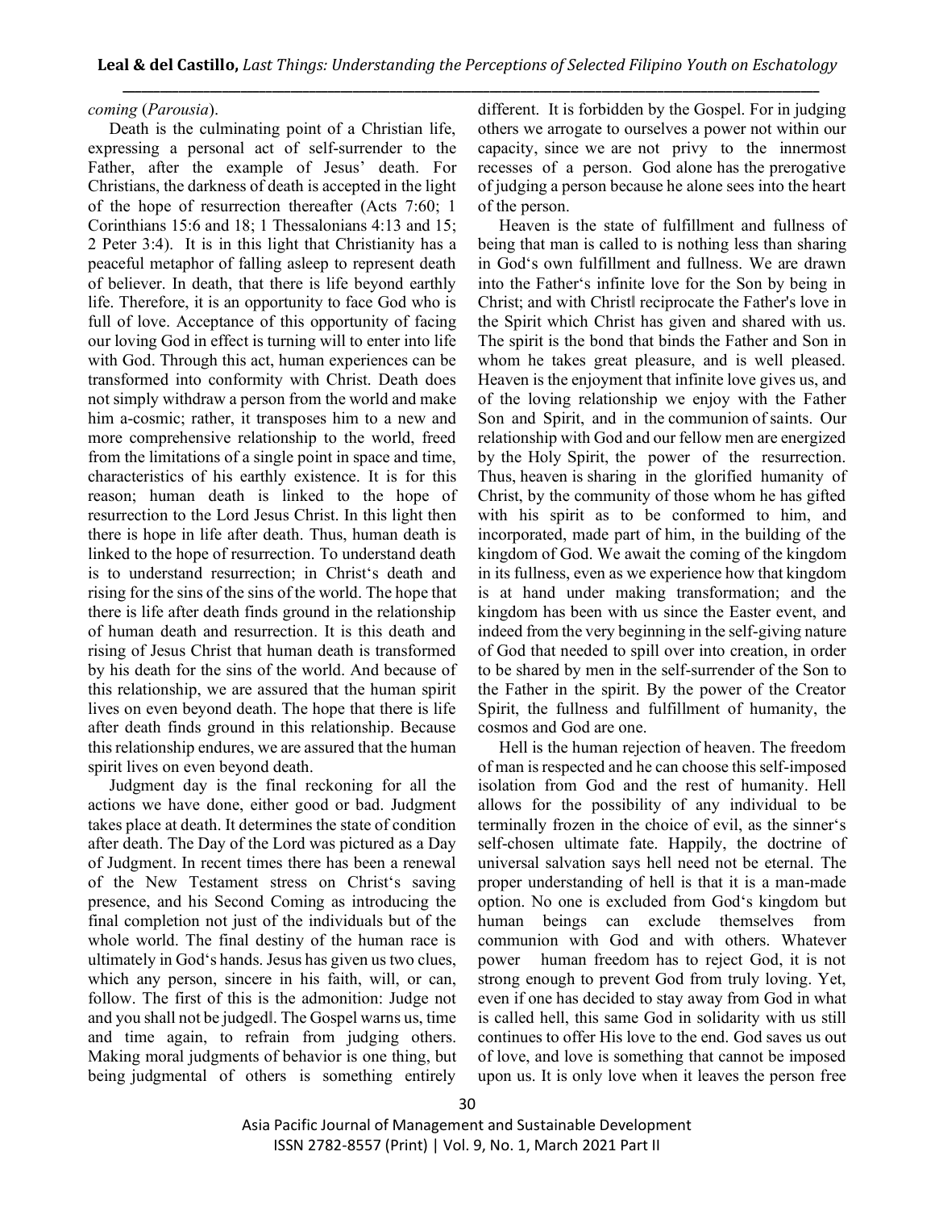*coming* (*Parousia*).

Death is the culminating point of a Christian life, expressing a personal act of self-surrender to the Father, after the example of Jesus' death. For Christians, the darkness of death is accepted in the light of the hope of resurrection thereafter (Acts 7:60; 1 Corinthians 15:6 and 18; 1 Thessalonians 4:13 and 15; 2 Peter 3:4). It is in this light that Christianity has a peaceful metaphor of falling asleep to represent death of believer. In death, that there is life beyond earthly life. Therefore, it is an opportunity to face God who is full of love. Acceptance of this opportunity of facing our loving God in effect is turning will to enter into life with God. Through this act, human experiences can be transformed into conformity with Christ. Death does not simply withdraw a person from the world and make him a-cosmic; rather, it transposes him to a new and more comprehensive relationship to the world, freed from the limitations of a single point in space and time, characteristics of his earthly existence. It is for this reason; human death is linked to the hope of resurrection to the Lord Jesus Christ. In this light then there is hope in life after death. Thus, human death is linked to the hope of resurrection. To understand death is to understand resurrection; in Christ's death and rising for the sins of the world. The hope that there is life after death finds ground in the relationship of human death and resurrection. It is this death and rising of Jesus Christ that human death is transformed by his death for the sins of the world. And because of this relationship, we are assured that the human spirit lives on even beyond death. The hope that there is life after death finds ground in this relationship. Because this relationship endures, we are assured that the human spirit lives on even beyond death.

Judgment day is the final reckoning for all the actions we have done, either good or bad. Judgment takes place at death. It determines the state of condition after death. The Day of the Lord was pictured as a Day of Judgment. In recent times there has been a renewal of the New Testament stress on Christ's saving presence, and his Second Coming as introducing the final completion not just of the individuals but of the whole world. The final destiny of the human race is ultimately in God's hands. Jesus has given us two clues, which any person, sincere in his faith, will, or can, follow. The first of this is the admonition: Judge not and you shall not be judged‖. The Gospel warns us, time and time again, to refrain from judging others. Making moral judgments of behavior is one thing, but being judgmental of others is something entirely different. It is forbidden by the Gospel. For in judging others we arrogate to ourselves a power not within our capacity, since we are not privy to the innermost recesses of a person. God alone has the prerogative of judging a person because he alone sees into the heart of the person.

Heaven is the state of fulfillment and fullness of being that man is called to is nothing less than sharing in God's own fulfillment and fullness. We are drawn into the Father's infinite love for the Son by being in Christ; and with Christ‖ reciprocate the Father's love in the Spirit which Christ has given and shared with us. The spirit is the bond that binds the Father and Son in whom he takes great pleasure, and is well pleased. Heaven is the enjoyment that infinite love gives us, and of the loving relationship we enjoy with the Father Son and Spirit, and in the communion of saints. Our relationship with God and our fellow men are energized by the Holy Spirit, the power of the resurrection. Thus, heaven is sharing in the glorified humanity of Christ, by the community of those whom he has gifted with his spirit as to be conformed to him, and incorporated, made part of him, in the building of the kingdom of God. We await the coming of the kingdom in its fullness, even as we experience how that kingdom is at hand under making transformation; and the kingdom has been with us since the Easter event, and indeed from the very beginning in the self-giving nature of God that needed to spill over into creation, in order to be shared by men in the self-surrender of the Son to the Father in the spirit. By the power of the Creator Spirit, the fullness and fulfillment of humanity, the cosmos and God are one.

Hell is the human rejection of heaven. The freedom of man is respected and he can choose this self-imposed isolation from God and the rest of humanity. Hell allows for the possibility of any individual to be terminally frozen in the choice of evil, as the sinner's self-chosen ultimate fate. Happily, the doctrine of universal salvation says hell need not be eternal. The proper understanding of hell is that it is a man-made option. No one is excluded from God's kingdom but human beings can exclude themselves from communion with God and with others. Whatever power human freedom has to reject God, it is not strong enough to prevent God from truly loving. Yet, even if one has decided to stay away from God in what is called hell, this same God in solidarity with us still continues to offer His love to the end. God saves us out of love, and love is something that cannot be imposed upon us. It is only love when it leaves the person free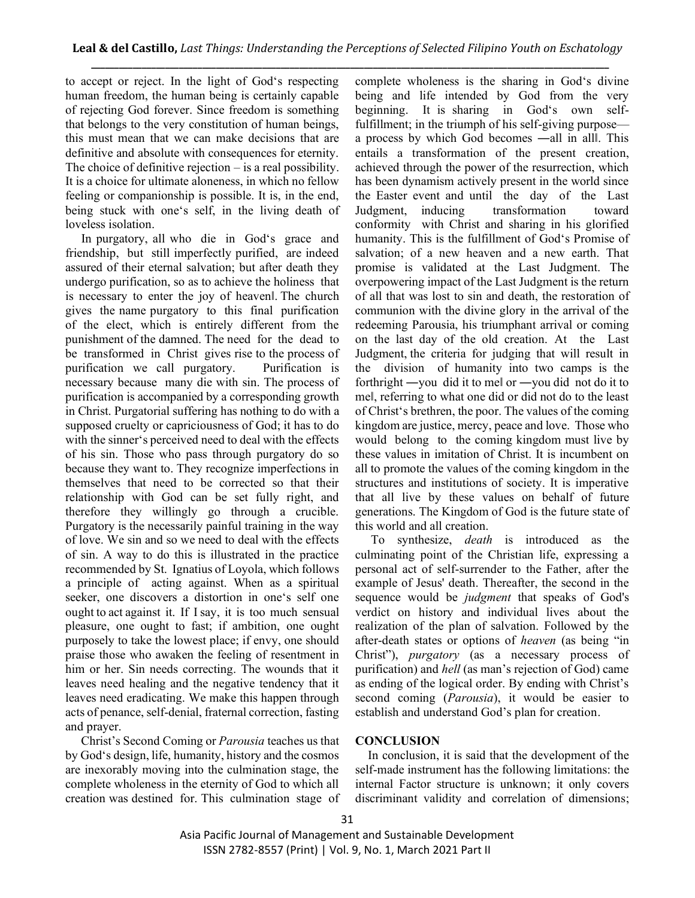to accept or reject. In the light of God's respecting human freedom, the human being is certainly capable of rejecting God forever. Since freedom is something that belongs to the very constitution of human beings, this must mean that we can make decisions that are definitive and absolute with consequences for eternity. The choice of definitive rejection – is a real possibility. It is a choice for ultimate aloneness, in which no fellow feeling or companionship is possible. It is, in the end, being stuck with one's self, in the living death of loveless isolation.

In purgatory, all who die in God's grace and friendship, but still imperfectly purified, are indeed assured of their eternal salvation; but after death they undergo purification, so as to achieve the holiness that is necessary to enter the joy of heaven‖. The church gives the name purgatory to this final purification of the elect, which is entirely different from the punishment of the damned. The need for the dead to be transformed in Christ gives rise to the process of purification we call purgatory. Purification is necessary because many die with sin. The process of purification is accompanied by a corresponding growth in Christ. Purgatorial suffering has nothing to do with a supposed cruelty or capriciousness of God; it has to do with the sinner's perceived need to deal with the effects of his sin. Those who pass through purgatory do so because they want to. They recognize imperfections in themselves that need to be corrected so that their relationship with God can be set fully right, and therefore they willingly go through a crucible. Purgatory is the necessarily painful training in the way of love. We sin and so we need to deal with the effects of sin. A way to do this is illustrated in the practice recommended by St. Ignatius of Loyola, which follows a principle of acting against. When as a spiritual seeker, one discovers a distortion in one's self one ought to act against it. If I say, it is too much sensual pleasure, one ought to fast; if ambition, one ought purposely to take the lowest place; if envy, one should praise those who awaken the feeling of resentment in him or her. Sin needs correcting. The wounds that it leaves need healing and the negative tendency that it leaves need eradicating. We make this happen through acts of penance, self-denial, fraternal correction, fasting and prayer.

Christ's Second Coming or *Parousia* teaches us that by God's design, life, humanity, history and the cosmos are inexorably moving into the culmination stage, the complete wholeness in the eternity of God to which all creation was destined for. This culmination stage of complete wholeness is the sharing in God's divine being and life intended by God from the very beginning. It is sharing in God's own self-fulfillment; in the triumph of his self-giving purpose—a process by which God becomes ―all in all‖. This entails a transformation of the present creation, achieved through the power of the resurrection, which has been dynamism actively present in the world since the Easter event and until the day of the Last Judgment, inducing transformation toward conformity with Christ and sharing in his glorified humanity. This is the fulfillment of God's Promise of salvation; of a new heaven and a new earth. That promise is validated at the Last Judgment. The overpowering impact of the Last Judgment is the return of all that was lost to sin and death, the restoration of communion with the divine glory in the arrival of the redeeming Parousia, his triumphant arrival or coming on the last day of the old creation. At the Last Judgment, the criteria for judging that will result in the division of humanity into two camps is the forthright ―you did it to me‖ or ―you did not do it to me‖, referring to what one did or did not do to the least of Christ's brethren, the poor. The values of the coming kingdom are justice, mercy, peace and love. Those who would belong to the coming kingdom must live by these values in imitation of Christ. It is incumbent on all to promote the values of the coming kingdom in the structures and institutions of society. It is imperative that all live by these values on behalf of future generations. The Kingdom of God is the future state of this world and all creation.

To synthesize, *death* is introduced as the culminating point of the Christian life, expressing a personal act of self-surrender to the Father, after the example of Jesus' death. Thereafter, the second in the sequence would be *judgment* that speaks of God's verdict on history and individual lives about the realization of the plan of salvation. Followed by the after-death states or options of *heaven* (as being "in Christ"), *purgatory* (as a necessary process of purification) and *hell* (as man's rejection of God) came as ending of the logical order. By ending with Christ's second coming (*Parousia*), it would be easier to establish and understand God's plan for creation.

## CONCLUSION

In conclusion, it is said that the development of the self-made instrument has the following limitations: the internal Factor structure is unknown; it only covers discriminant validity and correlation of dimensions;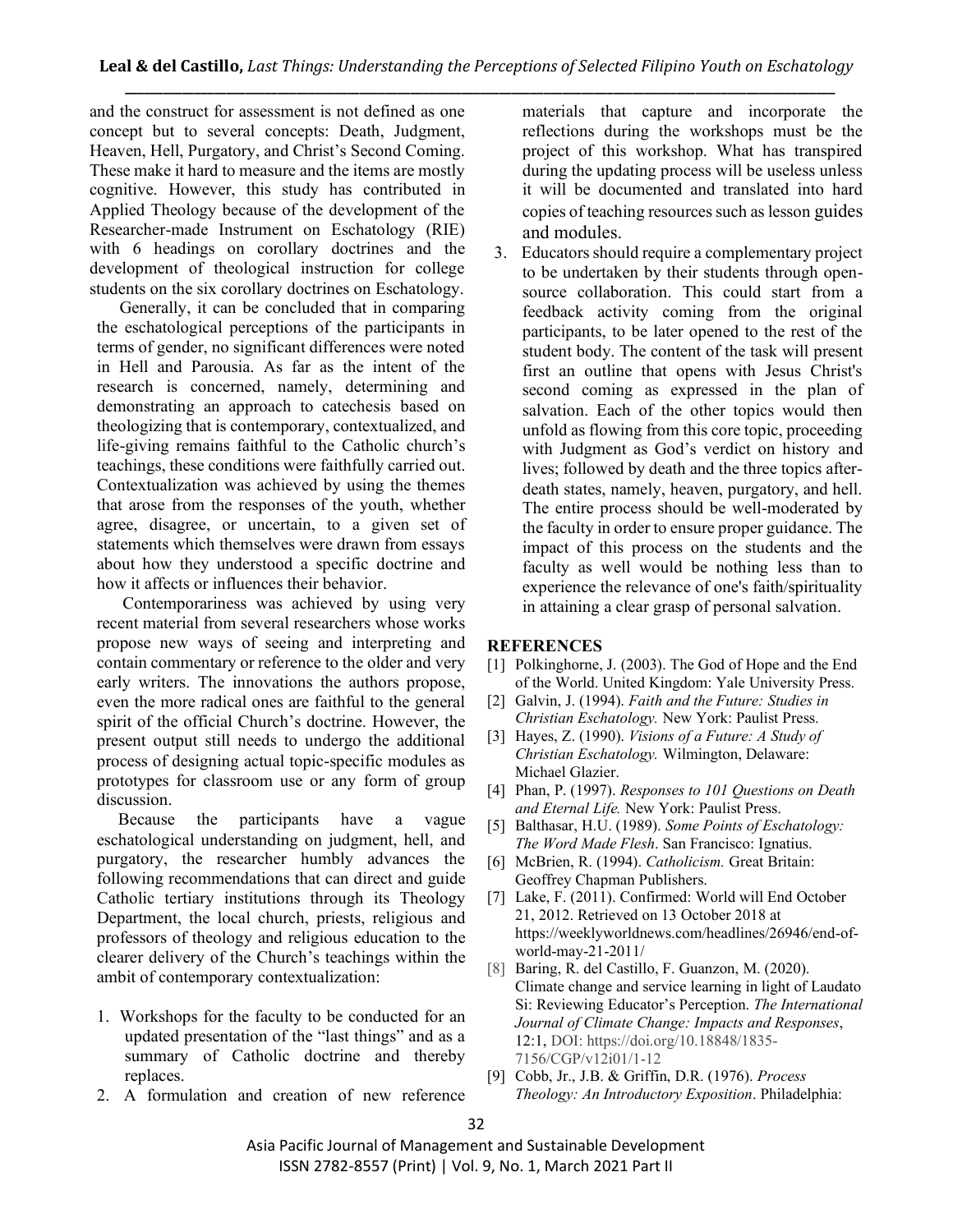and the construct for assessment is not defined as one concept but to several concepts: Death, Judgment, Heaven, Hell, Purgatory, and Christ's Second Coming. These make it hard to measure and the items are mostly cognitive. However, this study has contributed in Applied Theology because of the development of the Researcher-made Instrument on Eschatology (RIE) with 6 headings on corollary doctrines and the development of theological instruction for college students on the six corollary doctrines on Eschatology.

Generally, it can be concluded that in comparing the eschatological perceptions of the participants in terms of gender, no significant differences were noted in Hell and Parousia. As far as the intent of the research is concerned, namely, determining and demonstrating an approach to catechesis based on theologizing that is contemporary, contextualized, and life-giving remains faithful to the Catholic church's teachings, these conditions were faithfully carried out. Contextualization was achieved by using the themes that arose from the responses of the youth, whether agree, disagree, or uncertain, to a given set of statements which themselves were drawn from essays about how they understood a specific doctrine and how it affects or influences their behavior.

Contemporariness was achieved by using very recent material from several researchers whose works propose new ways of seeing and interpreting and contain commentary or reference to the older and very early writers. The innovations the authors propose, even the more radical ones are faithful to the general spirit of the official Church's doctrine. However, the present output still needs to undergo the additional process of designing actual topic-specific modules as prototypes for classroom use or any form of group discussion.

Because the participants have a vague eschatological understanding on judgment, hell, and purgatory, the researcher humbly advances the following recommendations that can direct and guide Catholic tertiary institutions through its Theology Department, the local church, priests, religious and professors of theology and religious education to the clearer delivery of the Church's teachings within the ambit of contemporary contextualization:

1. Workshops for the faculty to be conducted for an updated presentation of the "last things" and as a summary of Catholic doctrine and thereby replaces.
2. A formulation and creation of new reference materials that capture and incorporate the reflections during the workshops must be the project of this workshop. What has transpired during the updating process will be useless unless it will be documented and translated into hard copies of teaching resources such as lesson guides and modules.
3. Educators should require a complementary project to be undertaken by their students through open-source collaboration. This could start from a feedback activity coming from the original participants, to be later opened to the rest of the student body. The content of the task will present first an outline that opens with Jesus Christ's second coming as expressed in the plan of salvation. Each of the other topics would then unfold as flowing from this core topic, proceeding with Judgment as God's verdict on history and lives; followed by death and the three topics after-death states, namely, heaven, purgatory, and hell. The entire process should be well-moderated by the faculty in order to ensure proper guidance. The impact of this process on the students and the faculty as well would be nothing less than to experience the relevance of one's faith/spirituality in attaining a clear grasp of personal salvation.

## REFERENCES

[1] Polkinghorne, J. (2003). The God of Hope and the End of the World. United Kingdom: Yale University Press.

[2] Galvin, J. (1994). *Faith and the Future: Studies in Christian Eschatology.* New York: Paulist Press.

[3] Hayes, Z. (1990). *Visions of a Future: A Study of Christian Eschatology.* Wilmington, Delaware: Michael Glazier.

[4] Phan, P. (1997). *Responses to 101 Questions on Death and Eternal Life.* New York: Paulist Press.

[5] Balthasar, H.U. (1989). *Some Points of Eschatology: The Word Made Flesh*. San Francisco: Ignatius.

[6] McBrien, R. (1994). *Catholicism.* Great Britain: Geoffrey Chapman Publishers.

[7] Lake, F. (2011). Confirmed: World will End October 21, 2012. Retrieved on 13 October 2018 at https://weeklyworldnews.com/headlines/26946/end-of-world-may-21-2011/

[8] Baring, R. del Castillo, F. Guanzon, M. (2020). Climate change and service learning in light of Laudato Si: Reviewing Educator's Perception. *The International Journal of Climate Change: Impacts and Responses*, 12:1, DOI: https://doi.org/10.18848/1835-7156/CGP/v12i01/1-12

[9] Cobb, Jr., J.B. & Griffin, D.R. (1976). *Process Theology: An Introductory Exposition*. Philadelphia: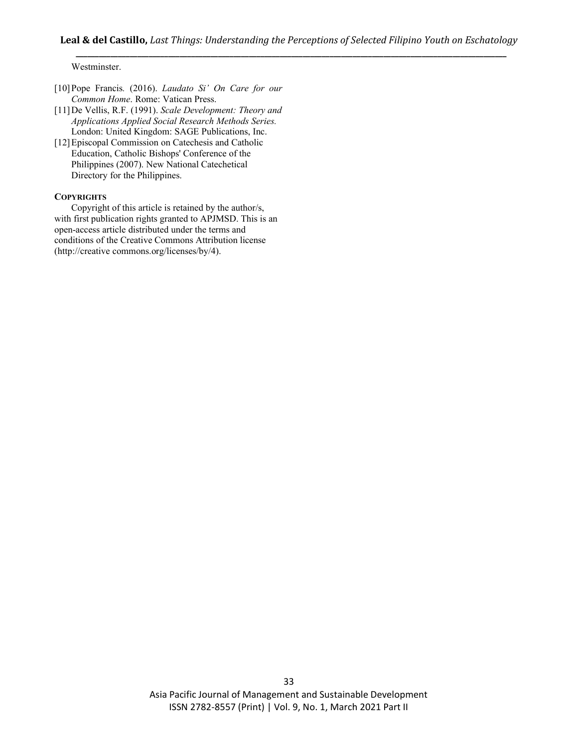Westminster.

[10] Pope Francis. (2016). *Laudato Si' On Care for our Common Home*. Rome: Vatican Press.

[11] De Vellis, R.F. (1991). *Scale Development: Theory and Applications Applied Social Research Methods Series.* London: United Kingdom: SAGE Publications, Inc.

[12] Episcopal Commission on Catechesis and Catholic Education, Catholic Bishops' Conference of the Philippines (2007). New National Catechetical Directory for the Philippines.

### COPYRIGHTS

Copyright of this article is retained by the author/s, with first publication rights granted to APJMSD. This is an open-access article distributed under the terms and conditions of the Creative Commons Attribution license (http://creative commons.org/licenses/by/4).